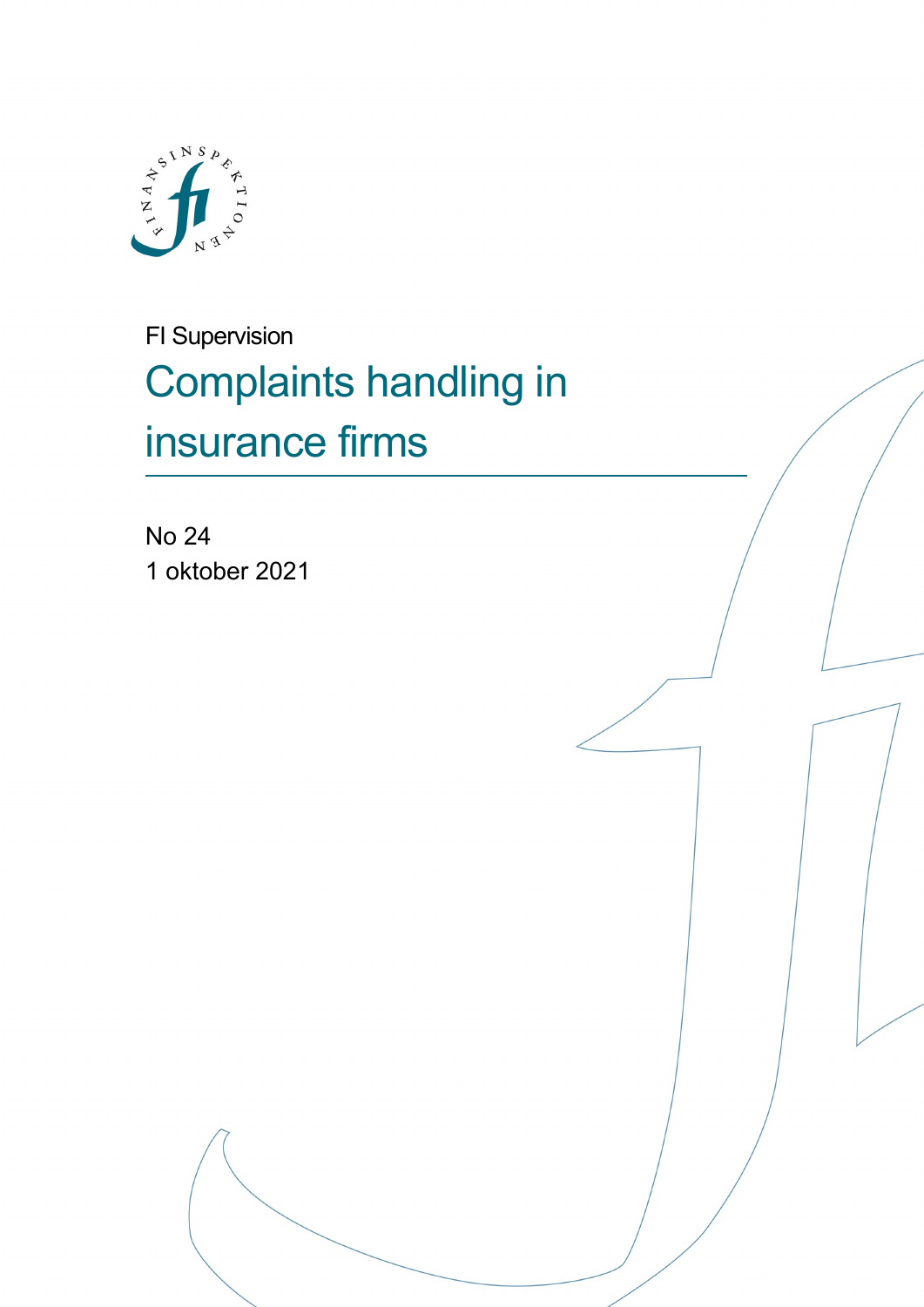FI Supervision

# Complaints handling in insurance firms

No 24

1 oktober 2021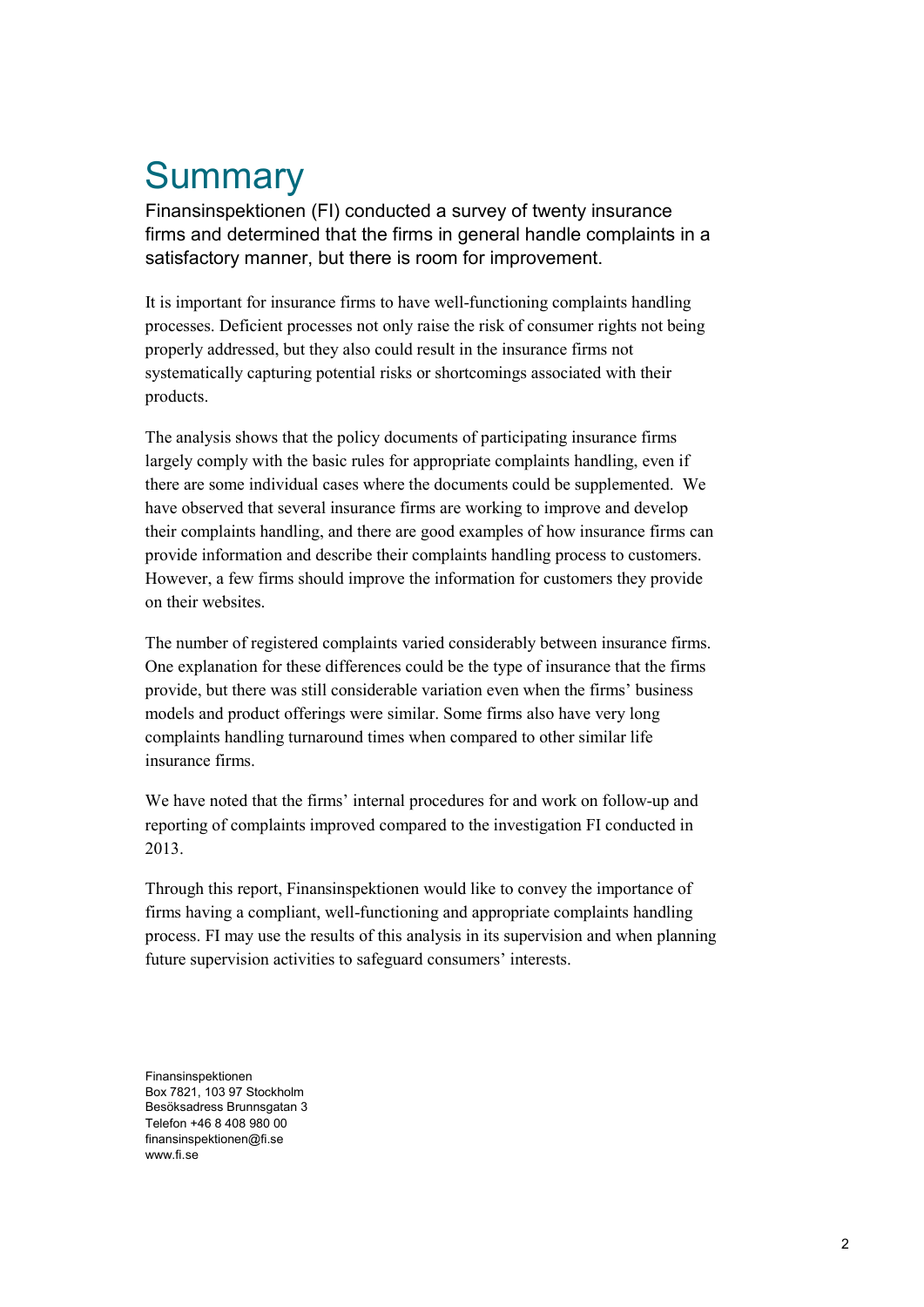# Summary

Finansinspektionen (FI) conducted a survey of twenty insurance firms and determined that the firms in general handle complaints in a satisfactory manner, but there is room for improvement.

It is important for insurance firms to have well-functioning complaints handling processes. Deficient processes not only raise the risk of consumer rights not being properly addressed, but they also could result in the insurance firms not systematically capturing potential risks or shortcomings associated with their products.

The analysis shows that the policy documents of participating insurance firms largely comply with the basic rules for appropriate complaints handling, even if there are some individual cases where the documents could be supplemented. We have observed that several insurance firms are working to improve and develop their complaints handling, and there are good examples of how insurance firms can provide information and describe their complaints handling process to customers. However, a few firms should improve the information for customers they provide on their websites.

The number of registered complaints varied considerably between insurance firms. One explanation for these differences could be the type of insurance that the firms provide, but there was still considerable variation even when the firms' business models and product offerings were similar. Some firms also have very long complaints handling turnaround times when compared to other similar life insurance firms.

We have noted that the firms' internal procedures for and work on follow-up and reporting of complaints improved compared to the investigation FI conducted in 2013.

Through this report, Finansinspektionen would like to convey the importance of firms having a compliant, well-functioning and appropriate complaints handling process. FI may use the results of this analysis in its supervision and when planning future supervision activities to safeguard consumers' interests.

Finansinspektionen
Box 7821, 103 97 Stockholm
Besöksadress Brunnsgatan 3
Telefon +46 8 408 980 00
finansinspektionen@fi.se
www.fi.se